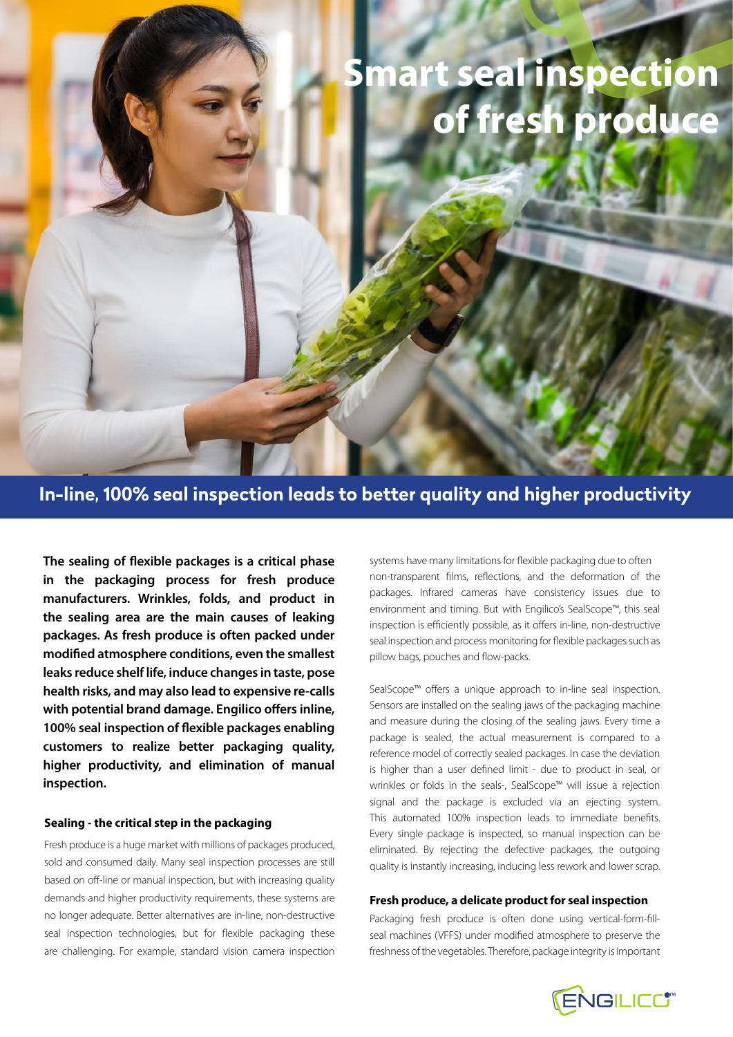# Smart seal inspection of fresh produce

## In-line, 100% seal inspection leads to better quality and higher productivity

**The sealing of flexible packages is a critical phase in the packaging process for fresh produce manufacturers. Wrinkles, folds, and product in the sealing area are the main causes of leaking packages. As fresh produce is often packed under modified atmosphere conditions, even the smallest leaks reduce shelf life, induce changes in taste, pose health risks, and may also lead to expensive re-calls with potential brand damage. Engilico offers inline, 100% seal inspection of flexible packages enabling customers to realize better packaging quality, higher productivity, and elimination of manual inspection.**

### Sealing - the critical step in the packaging

Fresh produce is a huge market with millions of packages produced, sold and consumed daily. Many seal inspection processes are still based on off-line or manual inspection, but with increasing quality demands and higher productivity requirements, these systems are no longer adequate. Better alternatives are in-line, non-destructive seal inspection technologies, but for flexible packaging these are challenging. For example, standard vision camera inspection systems have many limitations for flexible packaging due to often non-transparent films, reflections, and the deformation of the packages. Infrared cameras have consistency issues due to environment and timing. But with Engilico's SealScope™, this seal inspection is efficiently possible, as it offers in-line, non-destructive seal inspection and process monitoring for flexible packages such as pillow bags, pouches and flow-packs.

SealScope™ offers a unique approach to in-line seal inspection. Sensors are installed on the sealing jaws of the packaging machine and measure during the closing of the sealing jaws. Every time a package is sealed, the actual measurement is compared to a reference model of correctly sealed packages. In case the deviation is higher than a user defined limit - due to product in seal, or wrinkles or folds in the seals-, SealScope™ will issue a rejection signal and the package is excluded via an ejecting system. This automated 100% inspection leads to immediate benefits. Every single package is inspected, so manual inspection can be eliminated. By rejecting the defective packages, the outgoing quality is instantly increasing, inducing less rework and lower scrap.

### Fresh produce, a delicate product for seal inspection

Packaging fresh produce is often done using vertical-form-fill-seal machines (VFFS) under modified atmosphere to preserve the freshness of the vegetables. Therefore, package integrity is important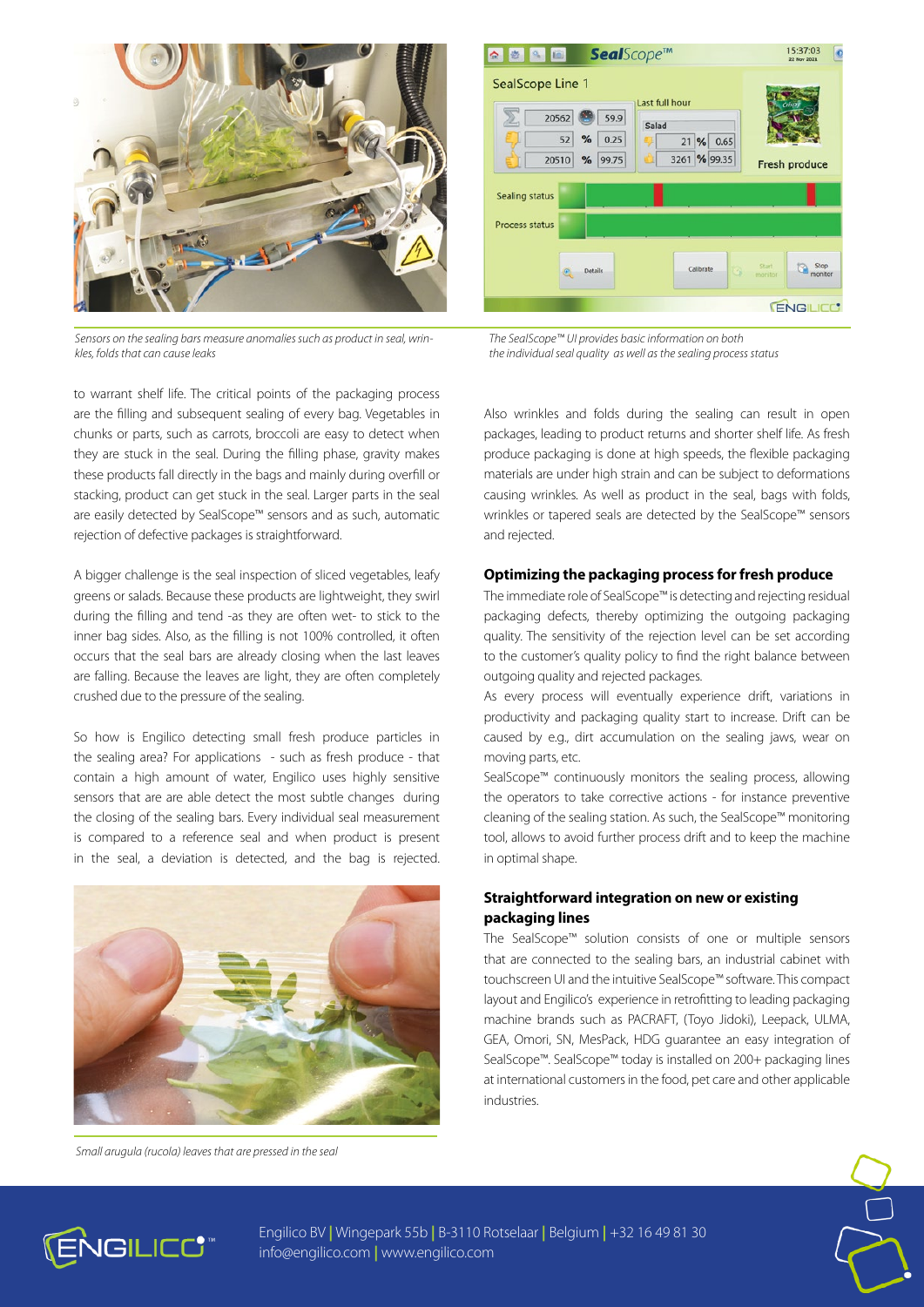Sensors on the sealing bars measure anomalies such as product in seal, wrinkles, folds that can cause leaks

The SealScope™ UI provides basic information on both the individual seal quality as well as the sealing process status

to warrant shelf life. The critical points of the packaging process are the filling and subsequent sealing of every bag. Vegetables in chunks or parts, such as carrots, broccoli are easy to detect when they are stuck in the seal. During the filling phase, gravity makes these products fall directly in the bags and mainly during overfill or stacking, product can get stuck in the seal. Larger parts in the seal are easily detected by SealScope™ sensors and as such, automatic rejection of defective packages is straightforward.

A bigger challenge is the seal inspection of sliced vegetables, leafy greens or salads. Because these products are lightweight, they swirl during the filling and tend -as they are often wet- to stick to the inner bag sides. Also, as the filling is not 100% controlled, it often occurs that the seal bars are already closing when the last leaves are falling. Because the leaves are light, they are often completely crushed due to the pressure of the sealing.

So how is Engilico detecting small fresh produce particles in the sealing area? For applications - such as fresh produce - that contain a high amount of water, Engilico uses highly sensitive sensors that are are able detect the most subtle changes during the closing of the sealing bars. Every individual seal measurement is compared to a reference seal and when product is present in the seal, a deviation is detected, and the bag is rejected.

Small arugula (rucola) leaves that are pressed in the seal

Also wrinkles and folds during the sealing can result in open packages, leading to product returns and shorter shelf life. As fresh produce packaging is done at high speeds, the flexible packaging materials are under high strain and can be subject to deformations causing wrinkles. As well as product in the seal, bags with folds, wrinkles or tapered seals are detected by the SealScope™ sensors and rejected.

## Optimizing the packaging process for fresh produce

The immediate role of SealScope™ is detecting and rejecting residual packaging defects, thereby optimizing the outgoing packaging quality. The sensitivity of the rejection level can be set according to the customer's quality policy to find the right balance between outgoing quality and rejected packages.

As every process will eventually experience drift, variations in productivity and packaging quality start to increase. Drift can be caused by e.g., dirt accumulation on the sealing jaws, wear on moving parts, etc.

SealScope™ continuously monitors the sealing process, allowing the operators to take corrective actions - for instance preventive cleaning of the sealing station. As such, the SealScope™ monitoring tool, allows to avoid further process drift and to keep the machine in optimal shape.

## Straightforward integration on new or existing packaging lines

The SealScope™ solution consists of one or multiple sensors that are connected to the sealing bars, an industrial cabinet with touchscreen UI and the intuitive SealScope™ software. This compact layout and Engilico's experience in retrofitting to leading packaging machine brands such as PACRAFT, (Toyo Jidoki), Leepack, ULMA, GEA, Omori, SN, MesPack, HDG guarantee an easy integration of SealScope™. SealScope™ today is installed on 200+ packaging lines at international customers in the food, pet care and other applicable industries.

Engilico BV | Wingepark 55b | B-3110 Rotselaar | Belgium | +32 16 49 81 30
info@engilico.com | www.engilico.com